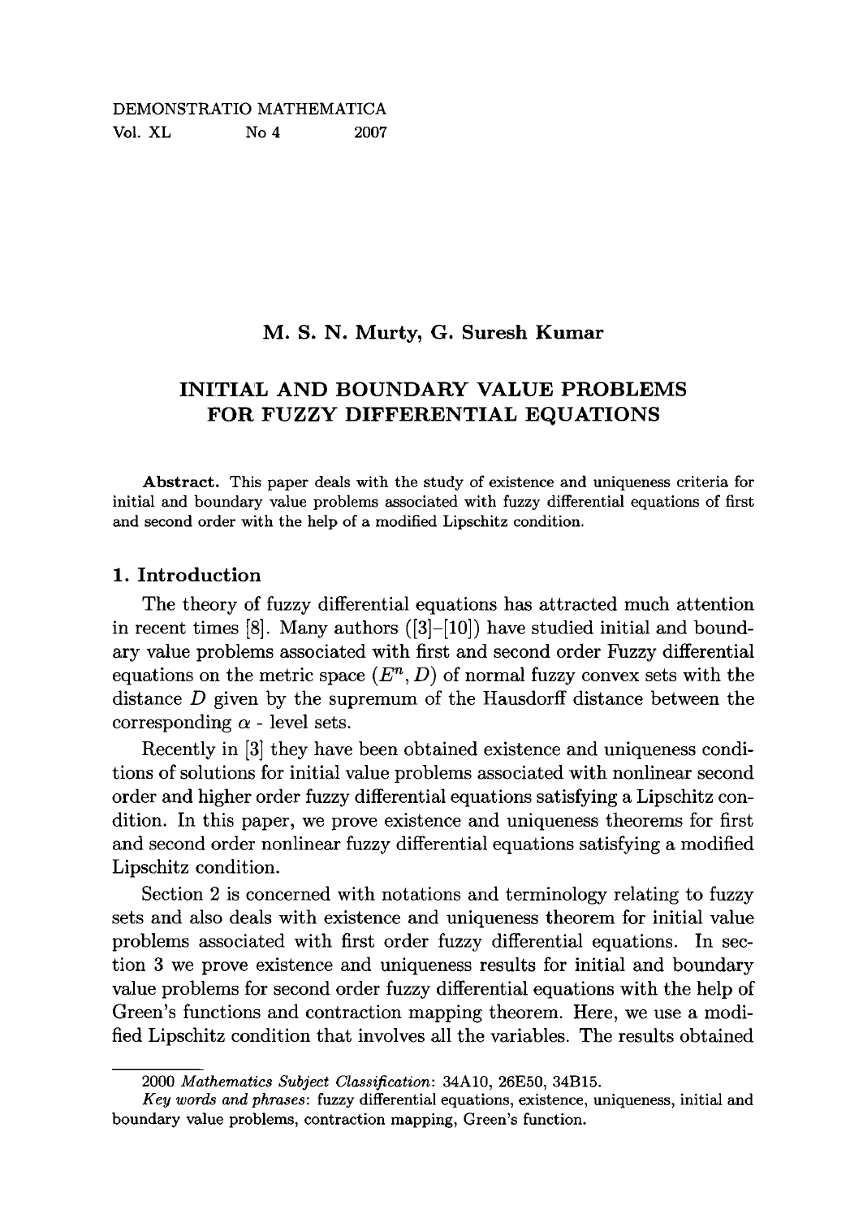DEMONSTRATIO MATHEMATICA
Vol. XL No 4 2007

**M. S. N. Murty, G. Suresh Kumar**

# INITIAL AND BOUNDARY VALUE PROBLEMS FOR FUZZY DIFFERENTIAL EQUATIONS

**Abstract.** This paper deals with the study of existence and uniqueness criteria for initial and boundary value problems associated with fuzzy differential equations of first and second order with the help of a modified Lipschitz condition.

## 1. Introduction

The theory of fuzzy differential equations has attracted much attention in recent times [8]. Many authors ([3]–[10]) have studied initial and boundary value problems associated with first and second order Fuzzy differential equations on the metric space $(E^n, D)$ of normal fuzzy convex sets with the distance $D$ given by the supremum of the Hausdorff distance between the corresponding $\alpha$ - level sets.

Recently in [3] they have been obtained existence and uniqueness conditions of solutions for initial value problems associated with nonlinear second order and higher order fuzzy differential equations satisfying a Lipschitz condition. In this paper, we prove existence and uniqueness theorems for first and second order nonlinear fuzzy differential equations satisfying a modified Lipschitz condition.

Section 2 is concerned with notations and terminology relating to fuzzy sets and also deals with existence and uniqueness theorem for initial value problems associated with first order fuzzy differential equations. In section 3 we prove existence and uniqueness results for initial and boundary value problems for second order fuzzy differential equations with the help of Green's functions and contraction mapping theorem. Here, we use a modified Lipschitz condition that involves all the variables. The results obtained

---

2000 *Mathematics Subject Classification*: 34A10, 26E50, 34B15.

*Key words and phrases*: fuzzy differential equations, existence, uniqueness, initial and boundary value problems, contraction mapping, Green's function.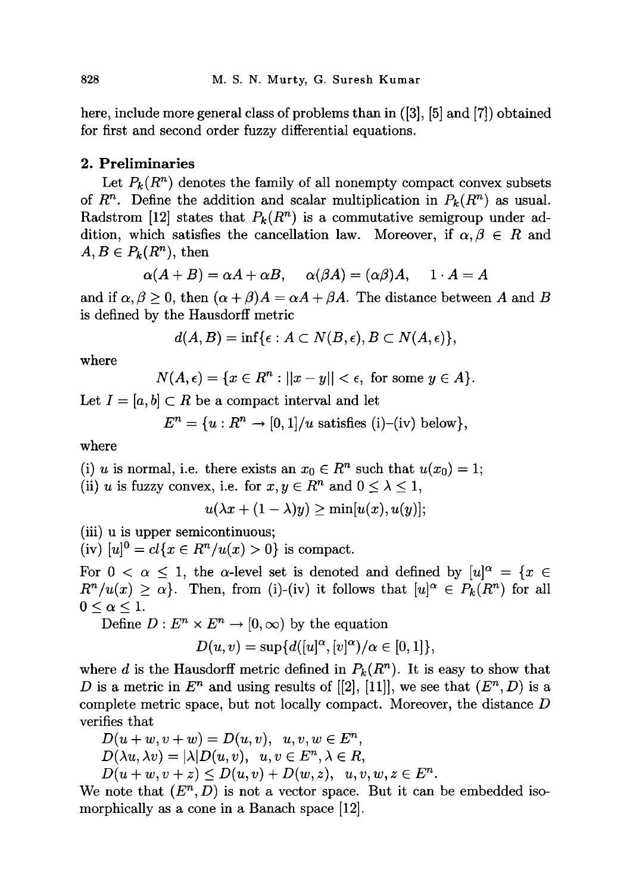here, include more general class of problems than in ([3], [5] and [7]) obtained for first and second order fuzzy differential equations.

## 2. Preliminaries

Let $P_k(R^n)$ denotes the family of all nonempty compact convex subsets of $R^n$. Define the addition and scalar multiplication in $P_k(R^n)$ as usual. Radstrom [12] states that $P_k(R^n)$ is a commutative semigroup under addition, which satisfies the cancellation law. Moreover, if $\alpha, \beta \in R$ and $A, B \in P_k(R^n)$, then

$$\alpha(A+B) = \alpha A + \alpha B, \quad \alpha(\beta A) = (\alpha\beta)A, \quad 1 \cdot A = A$$

and if $\alpha, \beta \geq 0$, then $(\alpha + \beta)A = \alpha A + \beta A$. The distance between $A$ and $B$ is defined by the Hausdorff metric

$$d(A, B) = \inf\{\epsilon : A \subset N(B, \epsilon), B \subset N(A, \epsilon)\},$$

where

$$N(A, \epsilon) = \{x \in R^n : ||x - y|| < \epsilon, \text{ for some } y \in A\}.$$

Let $I = [a, b] \subset R$ be a compact interval and let

$$E^n = \{u : R^n \to [0, 1]/u \text{ satisfies (i)–(iv) below}\},$$

where

(i) $u$ is normal, i.e. there exists an $x_0 \in R^n$ such that $u(x_0) = 1$;
(ii) $u$ is fuzzy convex, i.e. for $x, y \in R^n$ and $0 \leq \lambda \leq 1$,

$$u(\lambda x + (1 - \lambda)y) \geq \min[u(x), u(y)];$$

(iii) u is upper semicontinuous;
(iv) $[u]^0 = cl\{x \in R^n/u(x) > 0\}$ is compact.

For $0 < \alpha \leq 1$, the $\alpha$-level set is denoted and defined by $[u]^\alpha = \{x \in R^n/u(x) \geq \alpha\}$. Then, from (i)-(iv) it follows that $[u]^\alpha \in P_k(R^n)$ for all $0 \leq \alpha \leq 1$.

Define $D : E^n \times E^n \to [0, \infty)$ by the equation

$$D(u, v) = \sup\{d([u]^\alpha, [v]^\alpha)/\alpha \in [0, 1]\},$$

where $d$ is the Hausdorff metric defined in $P_k(R^n)$. It is easy to show that $D$ is a metric in $E^n$ and using results of [[2], [11]], we see that $(E^n, D)$ is a complete metric space, but not locally compact. Moreover, the distance $D$ verifies that

$D(u + w, v + w) = D(u, v), \quad u, v, w \in E^n,$
$D(\lambda u, \lambda v) = |\lambda| D(u, v), \quad u, v \in E^n, \lambda \in R,$
$D(u + w, v + z) \leq D(u, v) + D(w, z), \quad u, v, w, z \in E^n.$

We note that $(E^n, D)$ is not a vector space. But it can be embedded isomorphically as a cone in a Banach space [12].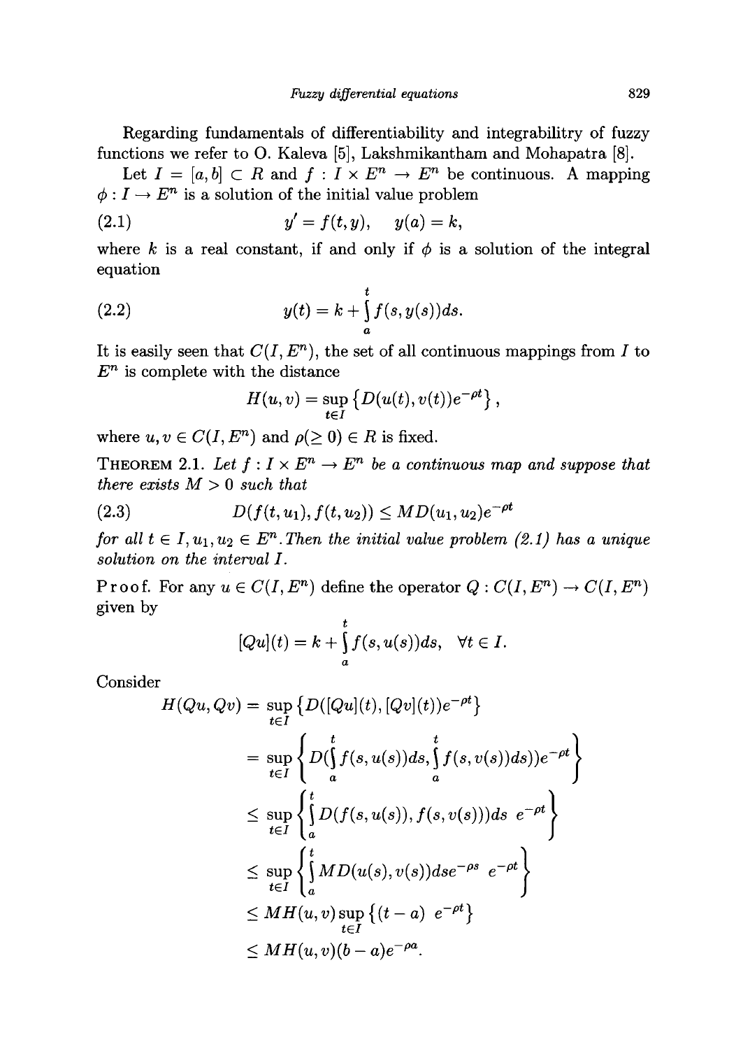Regarding fundamentals of differentiability and integrabilitry of fuzzy functions we refer to O. Kaleva [5], Lakshmikantham and Mohapatra [8].

Let $I = [a, b] \subset R$ and $f : I \times E^n \to E^n$ be continuous. A mapping $\phi : I \to E^n$ is a solution of the initial value problem

$$y' = f(t, y), \quad y(a) = k, \tag{2.1}$$

where $k$ is a real constant, if and only if $\phi$ is a solution of the integral equation

$$y(t) = k + \int_a^t f(s, y(s))ds. \tag{2.2}$$

It is easily seen that $C(I, E^n)$, the set of all continuous mappings from $I$ to $E^n$ is complete with the distance

$$H(u, v) = \sup_{t \in I} \left\{ D(u(t), v(t)) e^{-\rho t} \right\},$$

where $u, v \in C(I, E^n)$ and $\rho (\geq 0) \in R$ is fixed.

**Theorem 2.1.** *Let $f : I \times E^n \to E^n$ be a continuous map and suppose that there exists $M > 0$ such that*

$$D(f(t, u_1), f(t, u_2)) \leq M D(u_1, u_2) e^{-\rho t} \tag{2.3}$$

*for all $t \in I, u_1, u_2 \in E^n$. Then the initial value problem (2.1) has a unique solution on the interval $I$.*

Proof. For any $u \in C(I, E^n)$ define the operator $Q : C(I, E^n) \to C(I, E^n)$ given by

$$[Qu](t) = k + \int_a^t f(s, u(s))ds, \quad \forall t \in I.$$

Consider

$$\begin{aligned}
H(Qu, Qv) &= \sup_{t \in I} \left\{ D([Qu](t), [Qv](t)) e^{-\rho t} \right\} \\
&= \sup_{t \in I} \left\{ D\left(\int_a^t f(s, u(s))ds, \int_a^t f(s, v(s))ds\right) e^{-\rho t} \right\} \\
&\leq \sup_{t \in I} \left\{ \int_a^t D(f(s, u(s)), f(s, v(s)))ds \ e^{-\rho t} \right\} \\
&\leq \sup_{t \in I} \left\{ \int_a^t M D(u(s), v(s)) ds e^{-\rho s} \ e^{-\rho t} \right\} \\
&\leq M H(u, v) \sup_{t \in I} \left\{ (t - a) \ e^{-\rho t} \right\} \\
&\leq M H(u, v)(b - a) e^{-\rho a}.
\end{aligned}$$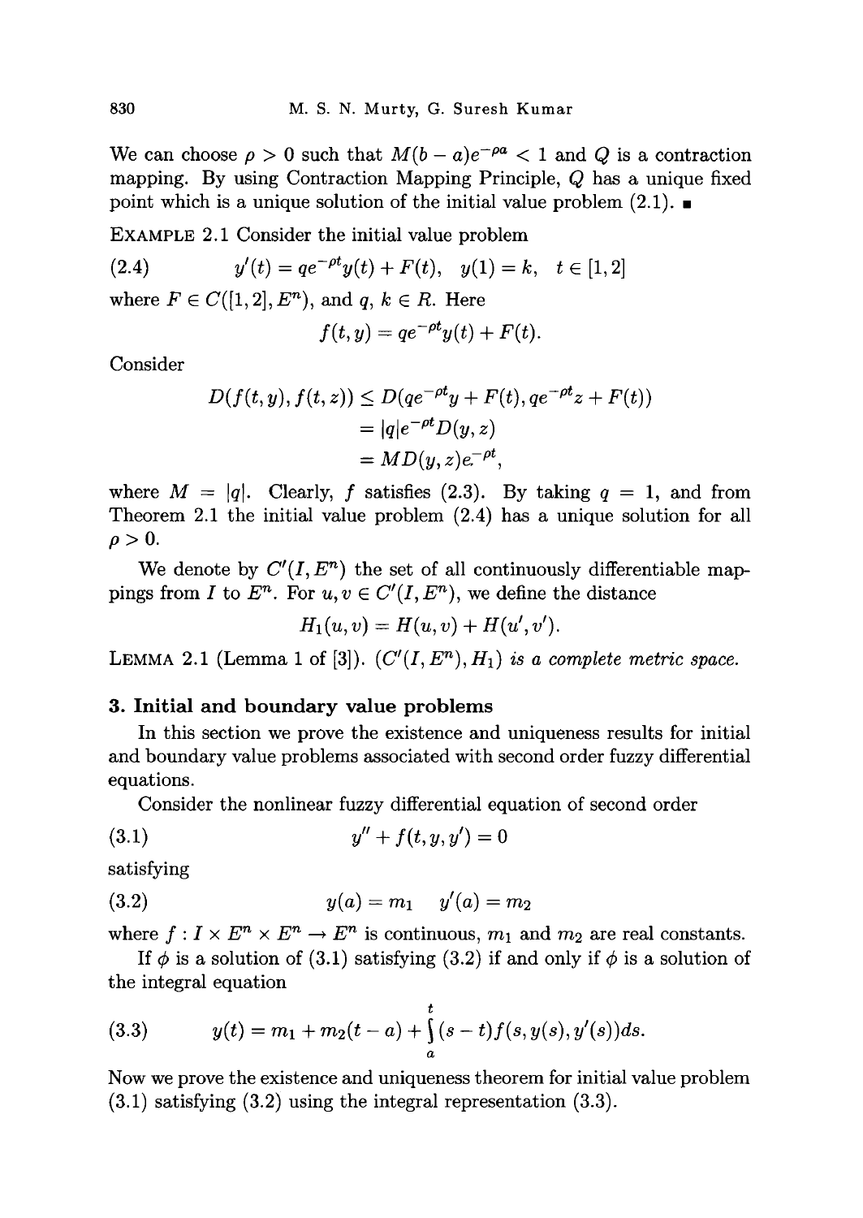We can choose $\rho > 0$ such that $M(b-a)e^{-\rho a} < 1$ and $Q$ is a contraction mapping. By using Contraction Mapping Principle, $Q$ has a unique fixed point which is a unique solution of the initial value problem (2.1). ■

EXAMPLE 2.1 Consider the initial value problem

$$y'(t) = qe^{-\rho t}y(t) + F(t), \quad y(1) = k, \quad t \in [1, 2] \tag{2.4}$$

where $F \in C([1,2], E^n)$, and $q$, $k \in R$. Here

$$f(t, y) = qe^{-\rho t}y(t) + F(t).$$

Consider

$$\begin{aligned} D(f(t,y), f(t,z)) &\leq D(qe^{-\rho t}y + F(t), qe^{-\rho t}z + F(t)) \\ &= |q|e^{-\rho t}D(y, z) \\ &= MD(y, z)e^{-\rho t}, \end{aligned}$$

where $M = |q|$. Clearly, $f$ satisfies (2.3). By taking $q = 1$, and from Theorem 2.1 the initial value problem (2.4) has a unique solution for all $\rho > 0$.

We denote by $C'(I, E^n)$ the set of all continuously differentiable mappings from $I$ to $E^n$. For $u, v \in C'(I, E^n)$, we define the distance

$$H_1(u, v) = H(u, v) + H(u', v').$$

LEMMA 2.1 (Lemma 1 of [3]). *$(C'(I, E^n), H_1)$ is a complete metric space.*

## 3. Initial and boundary value problems

In this section we prove the existence and uniqueness results for initial and boundary value problems associated with second order fuzzy differential equations.

Consider the nonlinear fuzzy differential equation of second order

$$y'' + f(t, y, y') = 0 \tag{3.1}$$

satisfying

$$y(a) = m_1 \quad y'(a) = m_2 \tag{3.2}$$

where $f : I \times E^n \times E^n \to E^n$ is continuous, $m_1$ and $m_2$ are real constants.

If $\phi$ is a solution of (3.1) satisfying (3.2) if and only if $\phi$ is a solution of the integral equation

$$y(t) = m_1 + m_2(t-a) + \int_a^t (s-t)f(s, y(s), y'(s))ds. \tag{3.3}$$

Now we prove the existence and uniqueness theorem for initial value problem (3.1) satisfying (3.2) using the integral representation (3.3).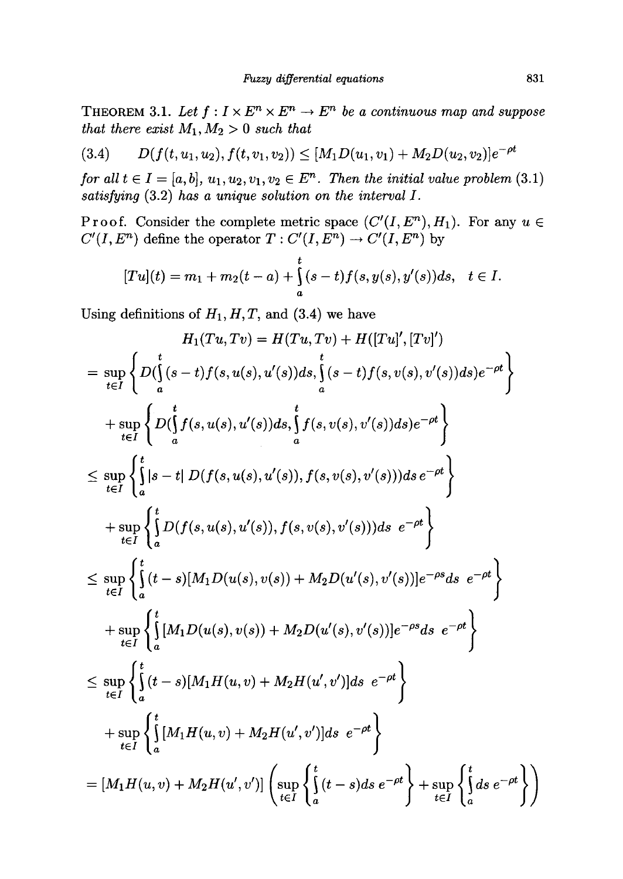**THEOREM 3.1.** *Let $f : I \times E^n \times E^n \to E^n$ be a continuous map and suppose that there exist $M_1, M_2 > 0$ such that*

$$D(f(t, u_1, u_2), f(t, v_1, v_2)) \leq [M_1 D(u_1, v_1) + M_2 D(u_2, v_2)] e^{-\rho t} \tag{3.4}$$

*for all $t \in I = [a, b]$, $u_1, u_2, v_1, v_2 \in E^n$. Then the initial value problem (3.1) satisfying (3.2) has a unique solution on the interval $I$.*

Proof. Consider the complete metric space $(C'(I, E^n), H_1)$. For any $u \in C'(I, E^n)$ define the operator $T : C'(I, E^n) \to C'(I, E^n)$ by

$$[Tu](t) = m_1 + m_2(t - a) + \int_a^t (s - t) f(s, y(s), y'(s)) ds, \quad t \in I.$$

Using definitions of $H_1, H, T$, and (3.4) we have

$$H_1(Tu, Tv) = H(Tu, Tv) + H([Tu]', [Tv]')$$

$$= \sup_{t \in I} \left\{ D\left(\int_a^t (s - t) f(s, u(s), u'(s)) ds, \int_a^t (s - t) f(s, v(s), v'(s)) ds\right) e^{-\rho t} \right\}$$

$$+ \sup_{t \in I} \left\{ D\left(\int_a^t f(s, u(s), u'(s)) ds, \int_a^t f(s, v(s), v'(s)) ds\right) e^{-\rho t} \right\}$$

$$\leq \sup_{t \in I} \left\{ \int_a^t |s - t| \, D(f(s, u(s), u'(s)), f(s, v(s), v'(s))) ds \, e^{-\rho t} \right\}$$

$$+ \sup_{t \in I} \left\{ \int_a^t D(f(s, u(s), u'(s)), f(s, v(s), v'(s))) ds \; e^{-\rho t} \right\}$$

$$\leq \sup_{t \in I} \left\{ \int_a^t (t - s)[M_1 D(u(s), v(s)) + M_2 D(u'(s), v'(s))] e^{-\rho s} ds \; e^{-\rho t} \right\}$$

$$+ \sup_{t \in I} \left\{ \int_a^t [M_1 D(u(s), v(s)) + M_2 D(u'(s), v'(s))] e^{-\rho s} ds \; e^{-\rho t} \right\}$$

$$\leq \sup_{t \in I} \left\{ \int_a^t (t - s)[M_1 H(u, v) + M_2 H(u', v')] ds \; e^{-\rho t} \right\}$$

$$+ \sup_{t \in I} \left\{ \int_a^t [M_1 H(u, v) + M_2 H(u', v')] ds \; e^{-\rho t} \right\}$$

$$= [M_1 H(u, v) + M_2 H(u', v')] \left( \sup_{t \in I} \left\{ \int_a^t (t - s) ds \, e^{-\rho t} \right\} + \sup_{t \in I} \left\{ \int_a^t ds \; e^{-\rho t} \right\} \right)$$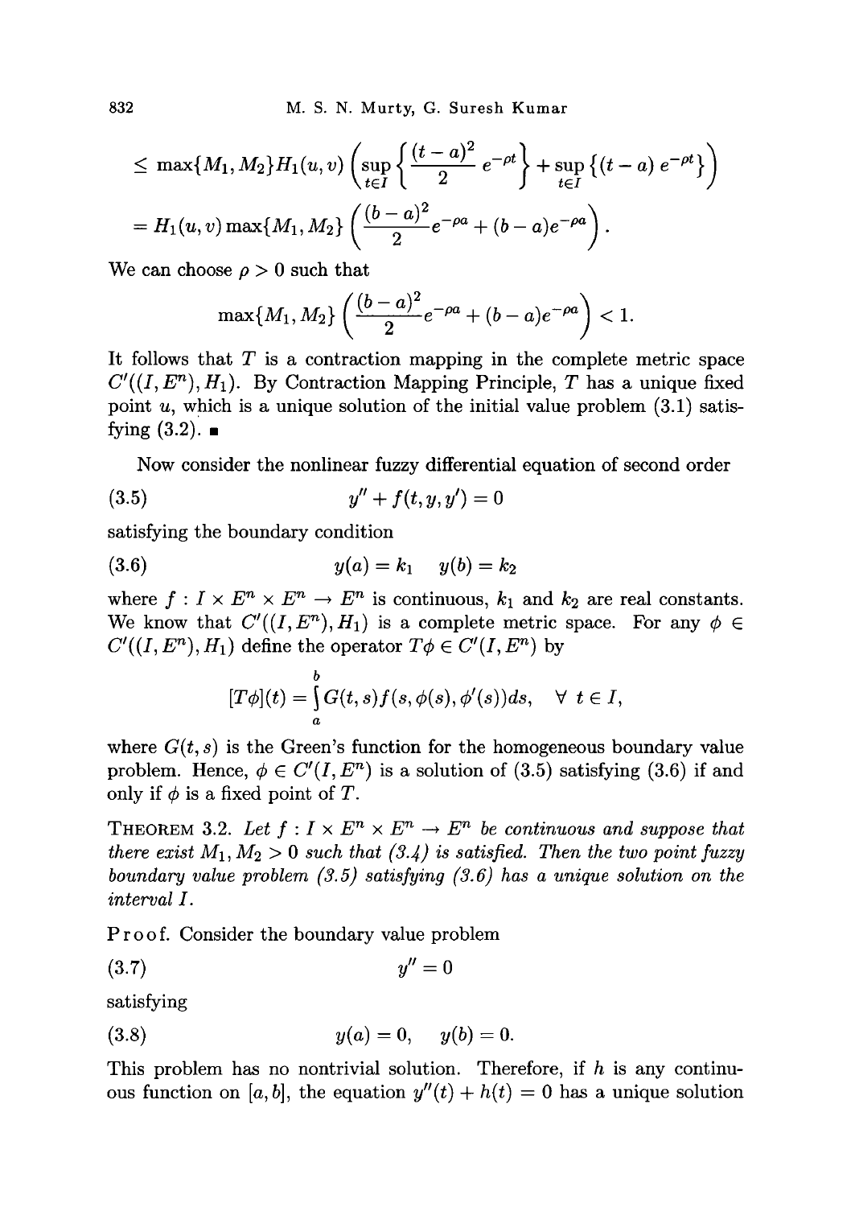$$\leq \max\{M_1, M_2\} H_1(u,v) \left( \sup_{t \in I} \left\{ \frac{(t-a)^2}{2} e^{-\rho t} \right\} + \sup_{t \in I} \left\{ (t-a) e^{-\rho t} \right\} \right)$$

$$= H_1(u,v) \max\{M_1, M_2\} \left( \frac{(b-a)^2}{2} e^{-\rho a} + (b-a) e^{-\rho a} \right).$$

We can choose $\rho > 0$ such that

$$\max\{M_1, M_2\} \left( \frac{(b-a)^2}{2} e^{-\rho a} + (b-a) e^{-\rho a} \right) < 1.$$

It follows that $T$ is a contraction mapping in the complete metric space $C'((I, E^n), H_1)$. By Contraction Mapping Principle, $T$ has a unique fixed point $u$, which is a unique solution of the initial value problem (3.1) satisfying (3.2). ∎

Now consider the nonlinear fuzzy differential equation of second order

$$y'' + f(t, y, y') = 0 \tag{3.5}$$

satisfying the boundary condition

$$y(a) = k_1 \quad y(b) = k_2 \tag{3.6}$$

where $f : I \times E^n \times E^n \to E^n$ is continuous, $k_1$ and $k_2$ are real constants. We know that $C'((I, E^n), H_1)$ is a complete metric space. For any $\phi \in C'((I, E^n), H_1)$ define the operator $T\phi \in C'(I, E^n)$ by

$$[T\phi](t) = \int_a^b G(t,s) f(s, \phi(s), \phi'(s)) ds, \quad \forall\ t \in I,$$

where $G(t,s)$ is the Green's function for the homogeneous boundary value problem. Hence, $\phi \in C'(I, E^n)$ is a solution of (3.5) satisfying (3.6) if and only if $\phi$ is a fixed point of $T$.

THEOREM 3.2. *Let $f : I \times E^n \times E^n \to E^n$ be continuous and suppose that there exist $M_1, M_2 > 0$ such that (3.4) is satisfied. Then the two point fuzzy boundary value problem (3.5) satisfying (3.6) has a unique solution on the interval $I$.*

Proof. Consider the boundary value problem

$$y'' = 0 \tag{3.7}$$

satisfying

$$y(a) = 0, \quad y(b) = 0. \tag{3.8}$$

This problem has no nontrivial solution. Therefore, if $h$ is any continuous function on $[a, b]$, the equation $y''(t) + h(t) = 0$ has a unique solution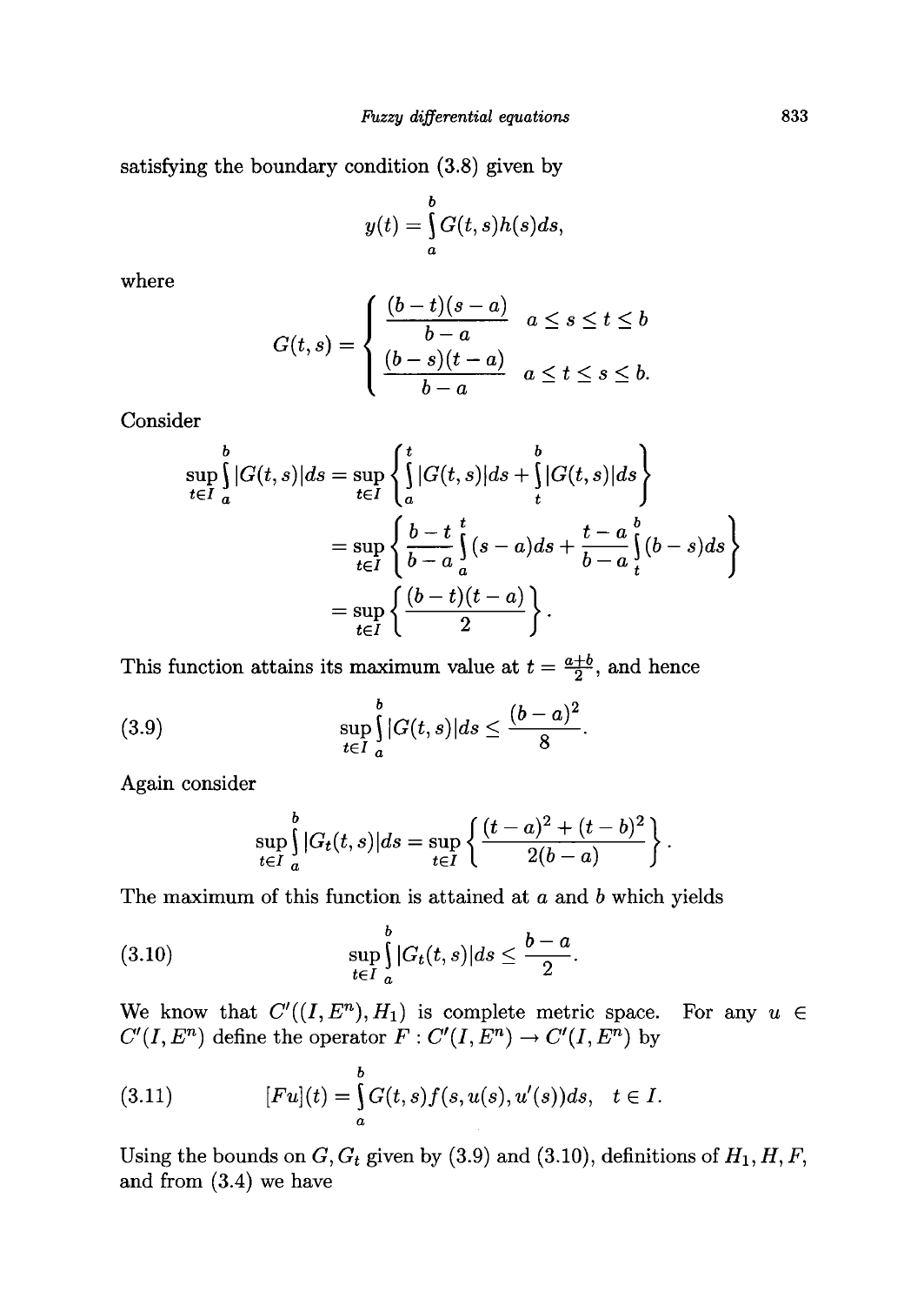satisfying the boundary condition (3.8) given by

$$y(t) = \int_a^b G(t,s)h(s)ds,$$

where

$$G(t,s) = \begin{cases} \dfrac{(b-t)(s-a)}{b-a} & a \le s \le t \le b \\ \dfrac{(b-s)(t-a)}{b-a} & a \le t \le s \le b. \end{cases}$$

Consider

$$\begin{aligned}
\sup_{t\in I} \int_a^b |G(t,s)|ds &= \sup_{t\in I} \left\{ \int_a^t |G(t,s)|ds + \int_t^b |G(t,s)|ds \right\} \\
&= \sup_{t\in I} \left\{ \frac{b-t}{b-a} \int_a^t (s-a)ds + \frac{t-a}{b-a} \int_t^b (b-s)ds \right\} \\
&= \sup_{t\in I} \left\{ \frac{(b-t)(t-a)}{2} \right\}.
\end{aligned}$$

This function attains its maximum value at $t = \frac{a+b}{2}$, and hence

$$\sup_{t\in I} \int_a^b |G(t,s)|ds \le \frac{(b-a)^2}{8}. \tag{3.9}$$

Again consider

$$\sup_{t\in I} \int_a^b |G_t(t,s)|ds = \sup_{t\in I} \left\{ \frac{(t-a)^2 + (t-b)^2}{2(b-a)} \right\}.$$

The maximum of this function is attained at $a$ and $b$ which yields

$$\sup_{t\in I} \int_a^b |G_t(t,s)|ds \le \frac{b-a}{2}. \tag{3.10}$$

We know that $C'((I, E^n), H_1)$ is complete metric space. For any $u \in C'(I, E^n)$ define the operator $F : C'(I, E^n) \to C'(I, E^n)$ by

$$[Fu](t) = \int_a^b G(t,s)f(s, u(s), u'(s))ds, \quad t \in I. \tag{3.11}$$

Using the bounds on $G, G_t$ given by (3.9) and (3.10), definitions of $H_1, H, F$, and from (3.4) we have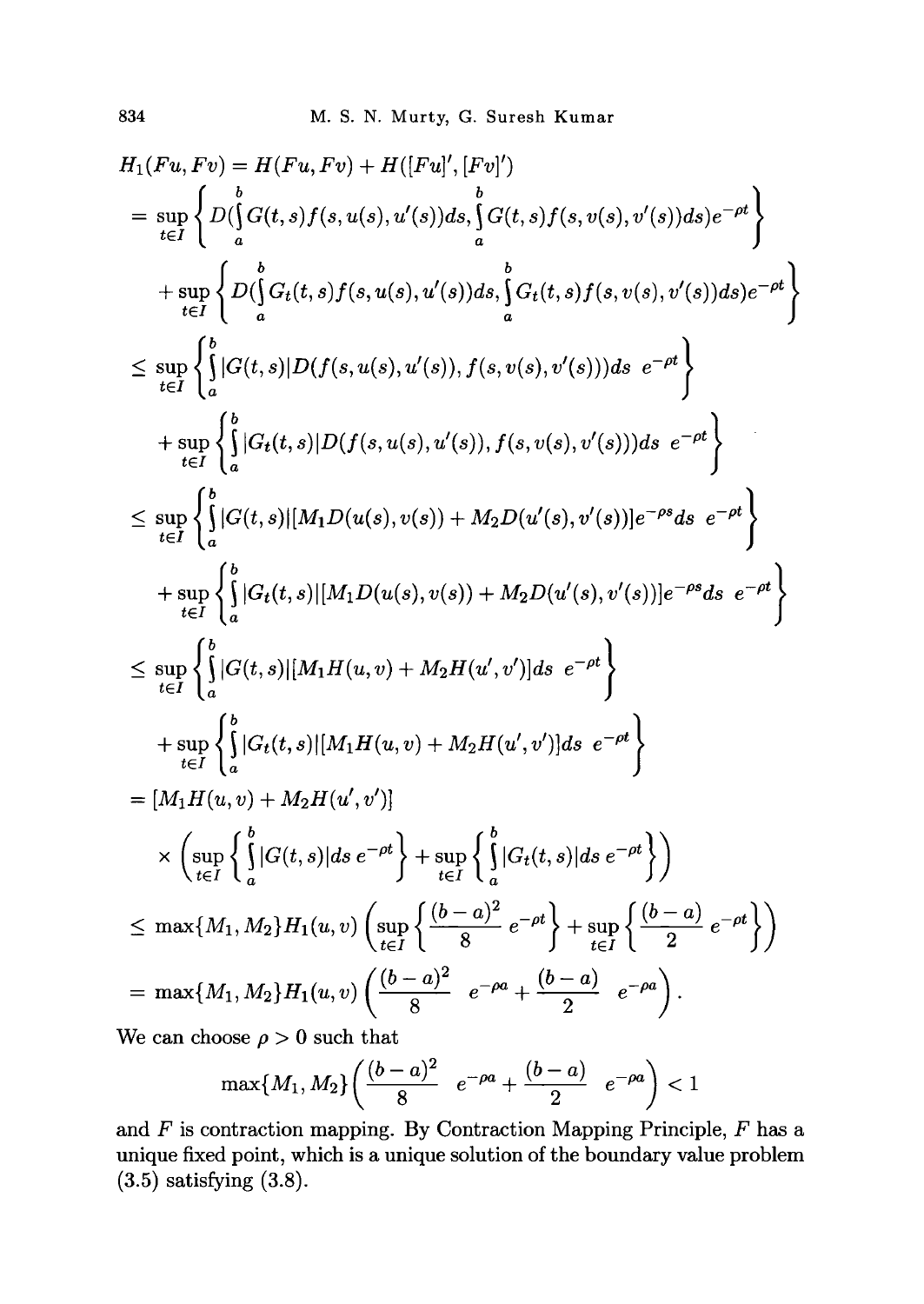$$
\begin{aligned}
H_1(Fu, Fv) &= H(Fu, Fv) + H([Fu]', [Fv]') \\
&= \sup_{t\in I}\left\{ D\left(\int_a^b G(t,s) f(s,u(s),u'(s))ds, \int_a^b G(t,s) f(s,v(s),v'(s))ds\right) e^{-\rho t}\right\} \\
&\quad + \sup_{t\in I}\left\{ D\left(\int_a^b G_t(t,s) f(s,u(s),u'(s))ds, \int_a^b G_t(t,s) f(s,v(s),v'(s))ds\right) e^{-\rho t}\right\} \\
&\leq \sup_{t\in I}\left\{ \int_a^b |G(t,s)| D(f(s,u(s),u'(s)), f(s,v(s),v'(s)))ds \ e^{-\rho t}\right\} \\
&\quad + \sup_{t\in I}\left\{ \int_a^b |G_t(t,s)| D(f(s,u(s),u'(s)), f(s,v(s),v'(s)))ds \ e^{-\rho t}\right\} \\
&\leq \sup_{t\in I}\left\{ \int_a^b |G(t,s)| [M_1 D(u(s),v(s)) + M_2 D(u'(s),v'(s))] e^{-\rho s} ds \ e^{-\rho t}\right\} \\
&\quad + \sup_{t\in I}\left\{ \int_a^b |G_t(t,s)| [M_1 D(u(s),v(s)) + M_2 D(u'(s),v'(s))] e^{-\rho s} ds \ e^{-\rho t}\right\} \\
&\leq \sup_{t\in I}\left\{ \int_a^b |G(t,s)| [M_1 H(u,v) + M_2 H(u',v')] ds \ e^{-\rho t}\right\} \\
&\quad + \sup_{t\in I}\left\{ \int_a^b |G_t(t,s)| [M_1 H(u,v) + M_2 H(u',v')] ds \ e^{-\rho t}\right\} \\
&= [M_1 H(u,v) + M_2 H(u',v')] \\
&\quad \times \left( \sup_{t\in I}\left\{ \int_a^b |G(t,s)| ds \, e^{-\rho t}\right\} + \sup_{t\in I}\left\{ \int_a^b |G_t(t,s)| ds \, e^{-\rho t}\right\}\right) \\
&\leq \max\{M_1, M_2\} H_1(u,v) \left( \sup_{t\in I}\left\{ \frac{(b-a)^2}{8} \ e^{-\rho t}\right\} + \sup_{t\in I}\left\{ \frac{(b-a)}{2} \ e^{-\rho t}\right\}\right) \\
&= \max\{M_1, M_2\} H_1(u,v) \left( \frac{(b-a)^2}{8} \ e^{-\rho a} + \frac{(b-a)}{2} \ e^{-\rho a}\right).
\end{aligned}
$$

We can choose $\rho > 0$ such that

$$
\max\{M_1, M_2\}\left( \frac{(b-a)^2}{8} \ e^{-\rho a} + \frac{(b-a)}{2} \ e^{-\rho a}\right) < 1
$$

and $F$ is contraction mapping. By Contraction Mapping Principle, $F$ has a unique fixed point, which is a unique solution of the boundary value problem (3.5) satisfying (3.8).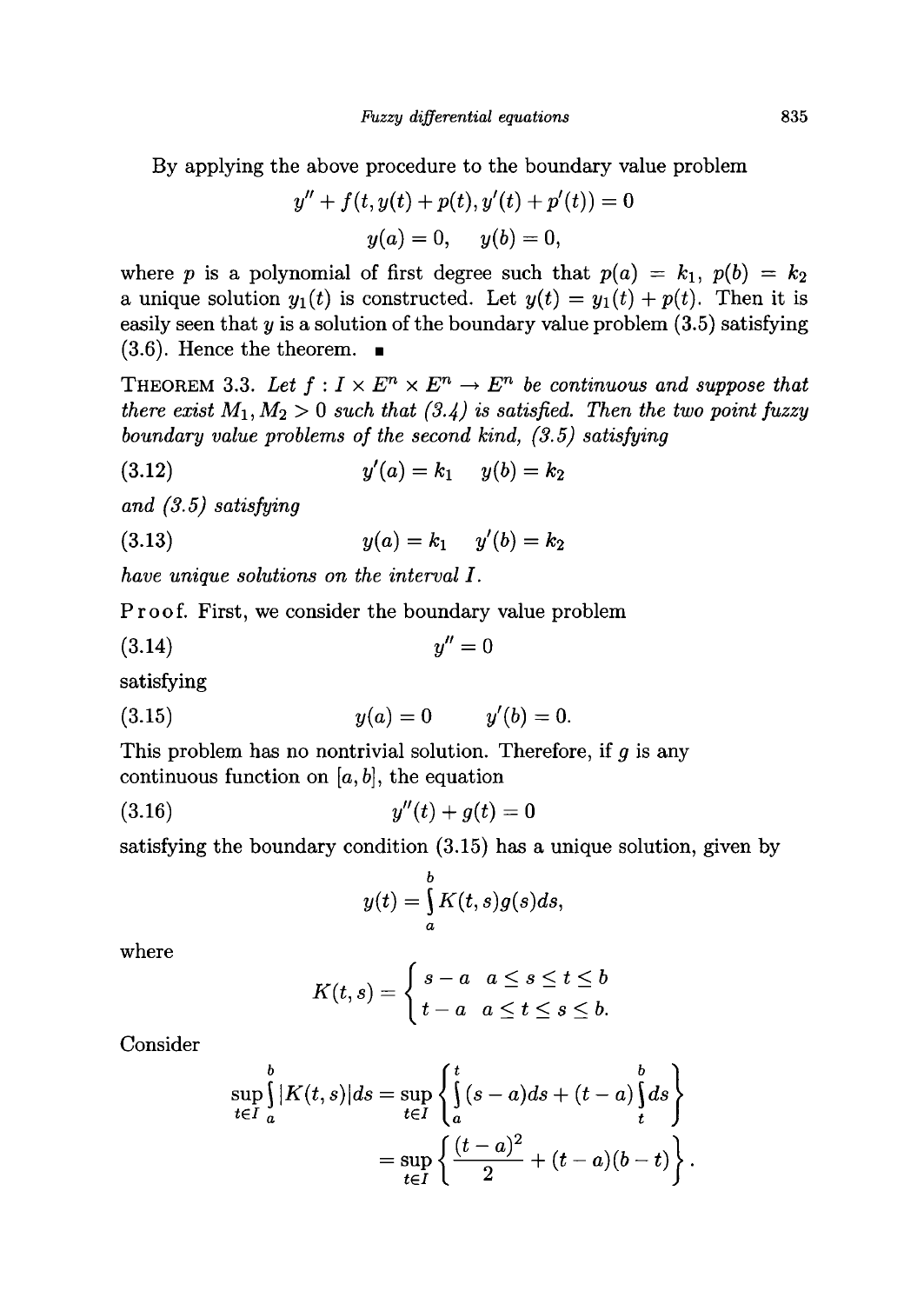By applying the above procedure to the boundary value problem

$$y'' + f(t, y(t) + p(t), y'(t) + p'(t)) = 0$$

$$y(a) = 0, \quad y(b) = 0,$$

where $p$ is a polynomial of first degree such that $p(a) = k_1$, $p(b) = k_2$ a unique solution $y_1(t)$ is constructed. Let $y(t) = y_1(t) + p(t)$. Then it is easily seen that $y$ is a solution of the boundary value problem (3.5) satisfying (3.6). Hence the theorem. ∎

THEOREM 3.3. *Let $f : I \times E^n \times E^n \to E^n$ be continuous and suppose that there exist $M_1, M_2 > 0$ such that (3.4) is satisfied. Then the two point fuzzy boundary value problems of the second kind, (3.5) satisfying*

$$y'(a) = k_1 \quad y(b) = k_2 \tag{3.12}$$

*and (3.5) satisfying*

$$y(a) = k_1 \quad y'(b) = k_2 \tag{3.13}$$

*have unique solutions on the interval $I$.*

Proof. First, we consider the boundary value problem

$$y'' = 0 \tag{3.14}$$

satisfying

$$y(a) = 0 \qquad y'(b) = 0. \tag{3.15}$$

This problem has no nontrivial solution. Therefore, if $g$ is any continuous function on $[a, b]$, the equation

$$y''(t) + g(t) = 0 \tag{3.16}$$

satisfying the boundary condition (3.15) has a unique solution, given by

$$y(t) = \int_a^b K(t, s) g(s) ds,$$

where

$$K(t, s) = \begin{cases} s - a & a \leq s \leq t \leq b \\ t - a & a \leq t \leq s \leq b. \end{cases}$$

Consider

$$\sup_{t \in I} \int_a^b |K(t, s)| ds = \sup_{t \in I} \left\{ \int_a^t (s - a) ds + (t - a) \int_t^b ds \right\}$$

$$= \sup_{t \in I} \left\{ \frac{(t - a)^2}{2} + (t - a)(b - t) \right\}.$$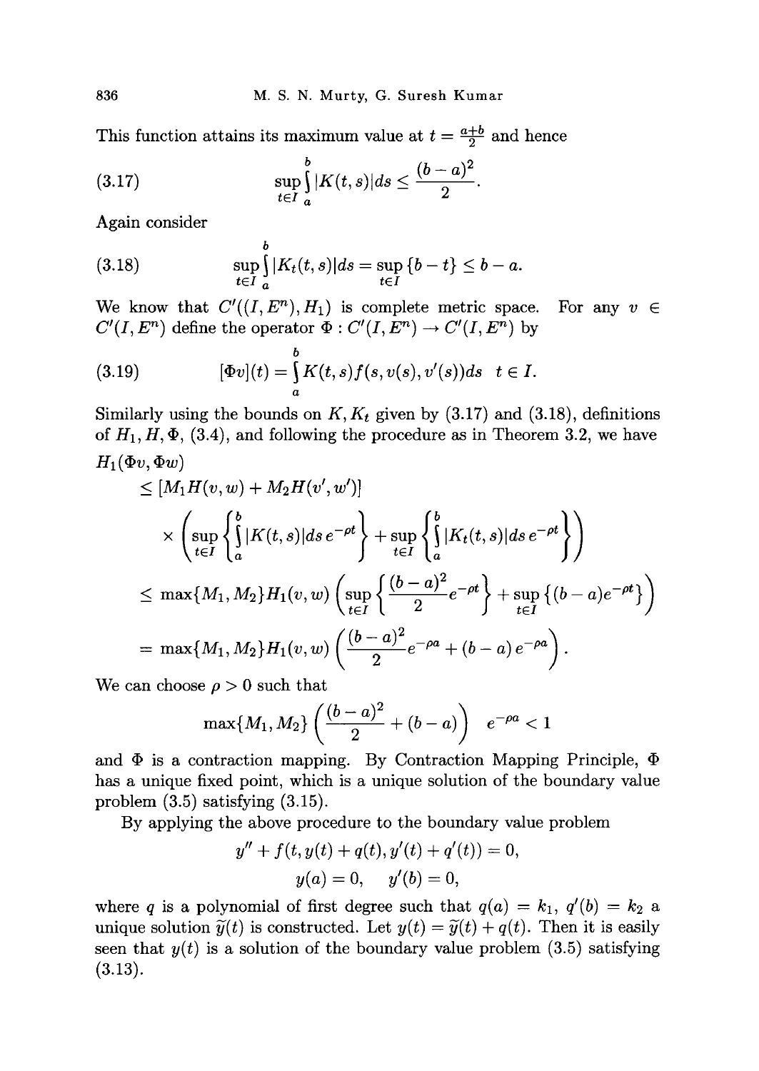This function attains its maximum value at $t = \frac{a+b}{2}$ and hence

$$\sup_{t\in I} \int_a^b |K(t,s)|ds \leq \frac{(b-a)^2}{2}. \tag{3.17}$$

Again consider

$$\sup_{t\in I} \int_a^b |K_t(t,s)|ds = \sup_{t\in I} \{b-t\} \leq b-a. \tag{3.18}$$

We know that $C'((I,E^n),H_1)$ is complete metric space. For any $v \in C'(I,E^n)$ define the operator $\Phi : C'(I,E^n) \to C'(I,E^n)$ by

$$[\Phi v](t) = \int_a^b K(t,s) f(s, v(s), v'(s)) ds \quad t \in I. \tag{3.19}$$

Similarly using the bounds on $K, K_t$ given by (3.17) and (3.18), definitions of $H_1, H, \Phi$, (3.4), and following the procedure as in Theorem 3.2, we have

$$
\begin{aligned}
&H_1(\Phi v, \Phi w) \\
&\quad\leq [M_1 H(v,w) + M_2 H(v',w')] \\
&\qquad \times \left( \sup_{t\in I} \left\{ \int_a^b |K(t,s)| ds \, e^{-\rho t} \right\} + \sup_{t\in I} \left\{ \int_a^b |K_t(t,s)| ds \, e^{-\rho t} \right\} \right) \\
&\quad\leq \max\{M_1, M_2\} H_1(v,w) \left( \sup_{t\in I} \left\{ \frac{(b-a)^2}{2} e^{-\rho t} \right\} + \sup_{t\in I} \left\{ (b-a) e^{-\rho t} \right\} \right) \\
&\quad= \max\{M_1, M_2\} H_1(v,w) \left( \frac{(b-a)^2}{2} e^{-\rho a} + (b-a)\, e^{-\rho a} \right).
\end{aligned}
$$

We can choose $\rho > 0$ such that

$$\max\{M_1, M_2\} \left( \frac{(b-a)^2}{2} + (b-a) \right) \quad e^{-\rho a} < 1$$

and $\Phi$ is a contraction mapping. By Contraction Mapping Principle, $\Phi$ has a unique fixed point, which is a unique solution of the boundary value problem (3.5) satisfying (3.15).

By applying the above procedure to the boundary value problem

$$y'' + f(t, y(t) + q(t), y'(t) + q'(t)) = 0,$$
$$y(a) = 0, \quad y'(b) = 0,$$

where $q$ is a polynomial of first degree such that $q(a) = k_1$, $q'(b) = k_2$ a unique solution $\widetilde{y}(t)$ is constructed. Let $y(t) = \widetilde{y}(t) + q(t)$. Then it is easily seen that $y(t)$ is a solution of the boundary value problem (3.5) satisfying (3.13).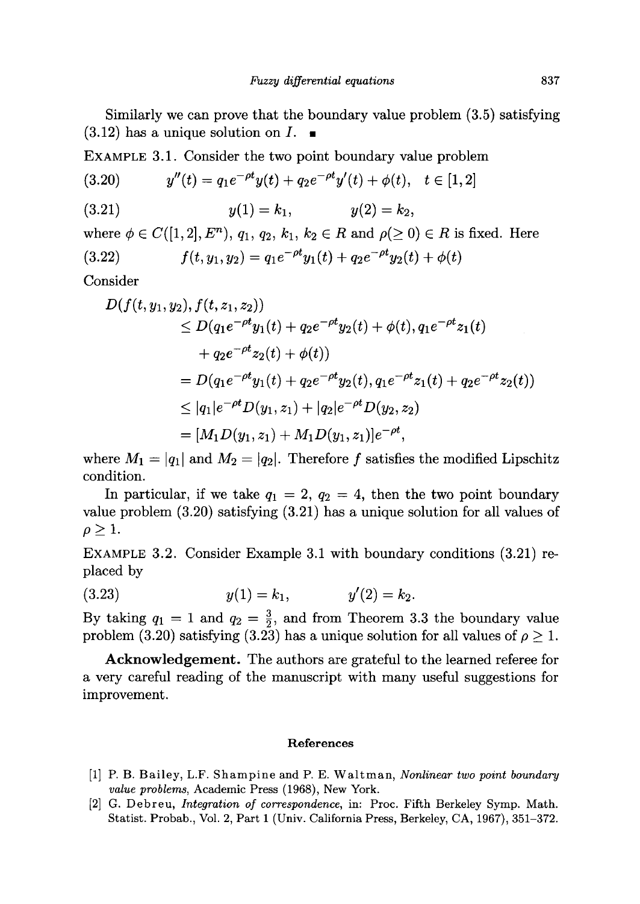Similarly we can prove that the boundary value problem (3.5) satisfying (3.12) has a unique solution on $I$. ∎

EXAMPLE 3.1. Consider the two point boundary value problem

$$y''(t) = q_1 e^{-\rho t} y(t) + q_2 e^{-\rho t} y'(t) + \phi(t), \quad t \in [1,2] \tag{3.20}$$

$$y(1) = k_1, \qquad y(2) = k_2, \tag{3.21}$$

where $\phi \in C([1,2], E^n)$, $q_1$, $q_2$, $k_1$, $k_2 \in R$ and $\rho (\geq 0) \in R$ is fixed. Here

$$f(t, y_1, y_2) = q_1 e^{-\rho t} y_1(t) + q_2 e^{-\rho t} y_2(t) + \phi(t) \tag{3.22}$$

Consider

$$\begin{aligned}
D(f(t,y_1,y_2), f(t,z_1,z_2)) &\leq D(q_1 e^{-\rho t} y_1(t) + q_2 e^{-\rho t} y_2(t) + \phi(t), q_1 e^{-\rho t} z_1(t) \\
&\quad + q_2 e^{-\rho t} z_2(t) + \phi(t)) \\
&= D(q_1 e^{-\rho t} y_1(t) + q_2 e^{-\rho t} y_2(t), q_1 e^{-\rho t} z_1(t) + q_2 e^{-\rho t} z_2(t)) \\
&\leq |q_1| e^{-\rho t} D(y_1, z_1) + |q_2| e^{-\rho t} D(y_2, z_2) \\
&= [M_1 D(y_1, z_1) + M_1 D(y_1, z_1)] e^{-\rho t},
\end{aligned}$$

where $M_1 = |q_1|$ and $M_2 = |q_2|$. Therefore $f$ satisfies the modified Lipschitz condition.

In particular, if we take $q_1 = 2$, $q_2 = 4$, then the two point boundary value problem (3.20) satisfying (3.21) has a unique solution for all values of $\rho \geq 1$.

EXAMPLE 3.2. Consider Example 3.1 with boundary conditions (3.21) replaced by

$$y(1) = k_1, \qquad y'(2) = k_2. \tag{3.23}$$

By taking $q_1 = 1$ and $q_2 = \frac{3}{2}$, and from Theorem 3.3 the boundary value problem (3.20) satisfying (3.23) has a unique solution for all values of $\rho \geq 1$.

**Acknowledgement.** The authors are grateful to the learned referee for a very careful reading of the manuscript with many useful suggestions for improvement.

## References

[1] P. B. Bailey, L.F. Shampine and P. E. Waltman, *Nonlinear two point boundary value problems*, Academic Press (1968), New York.

[2] G. Debreu, *Integration of correspondence*, in: Proc. Fifth Berkeley Symp. Math. Statist. Probab., Vol. 2, Part 1 (Univ. California Press, Berkeley, CA, 1967), 351–372.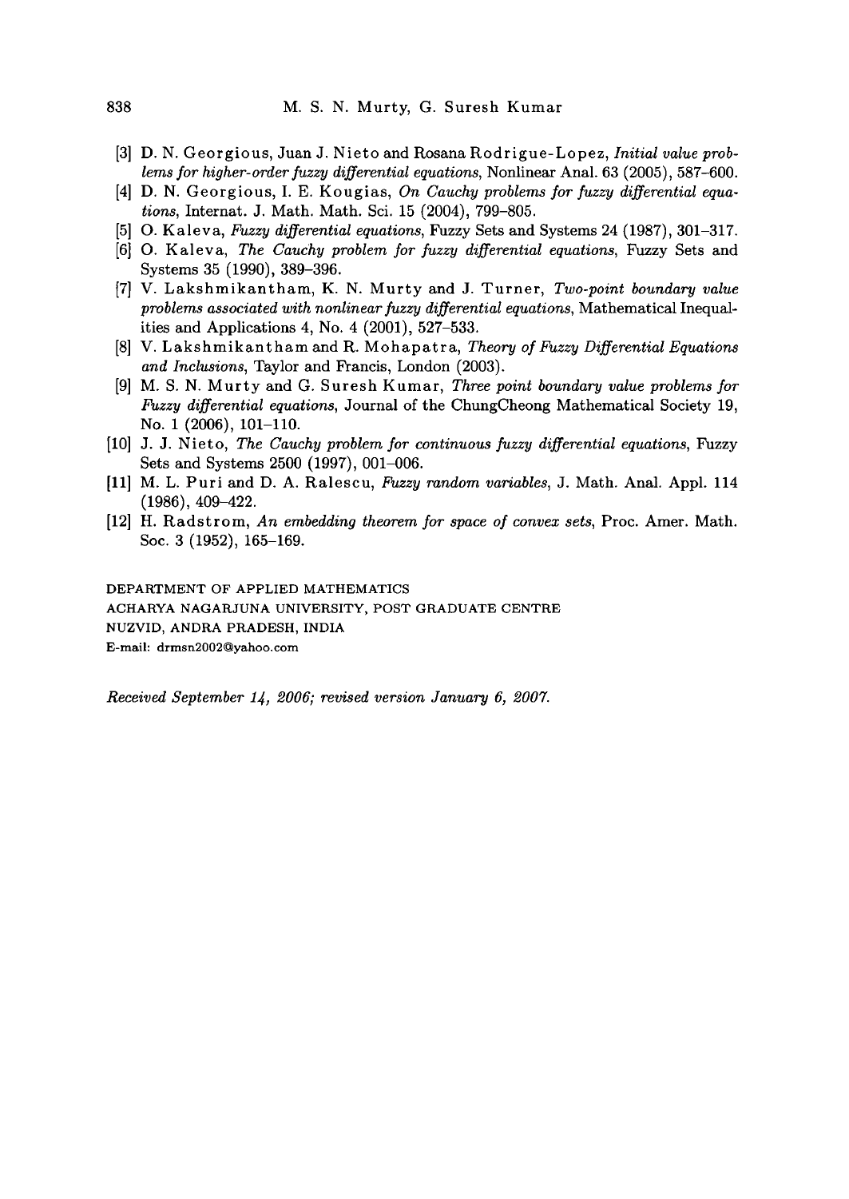[3] D. N. Georgious, Juan J. Nieto and Rosana Rodrigue-Lopez, *Initial value problems for higher-order fuzzy differential equations*, Nonlinear Anal. 63 (2005), 587–600.

[4] D. N. Georgious, I. E. Kougias, *On Cauchy problems for fuzzy differential equations*, Internat. J. Math. Math. Sci. 15 (2004), 799–805.

[5] O. Kaleva, *Fuzzy differential equations*, Fuzzy Sets and Systems 24 (1987), 301–317.

[6] O. Kaleva, *The Cauchy problem for fuzzy differential equations*, Fuzzy Sets and Systems 35 (1990), 389–396.

[7] V. Lakshmikantham, K. N. Murty and J. Turner, *Two-point boundary value problems associated with nonlinear fuzzy differential equations*, Mathematical Inequalities and Applications 4, No. 4 (2001), 527–533.

[8] V. Lakshmikantham and R. Mohapatra, *Theory of Fuzzy Differential Equations and Inclusions*, Taylor and Francis, London (2003).

[9] M. S. N. Murty and G. Suresh Kumar, *Three point boundary value problems for Fuzzy differential equations*, Journal of the ChungCheong Mathematical Society 19, No. 1 (2006), 101–110.

[10] J. J. Nieto, *The Cauchy problem for continuous fuzzy differential equations*, Fuzzy Sets and Systems 2500 (1997), 001–006.

[11] M. L. Puri and D. A. Ralescu, *Fuzzy random variables*, J. Math. Anal. Appl. 114 (1986), 409–422.

[12] H. Radstrom, *An embedding theorem for space of convex sets*, Proc. Amer. Math. Soc. 3 (1952), 165–169.

DEPARTMENT OF APPLIED MATHEMATICS
ACHARYA NAGARJUNA UNIVERSITY, POST GRADUATE CENTRE
NUZVID, ANDRA PRADESH, INDIA
E-mail: drmsn2002@yahoo.com

*Received September 14, 2006; revised version January 6, 2007.*